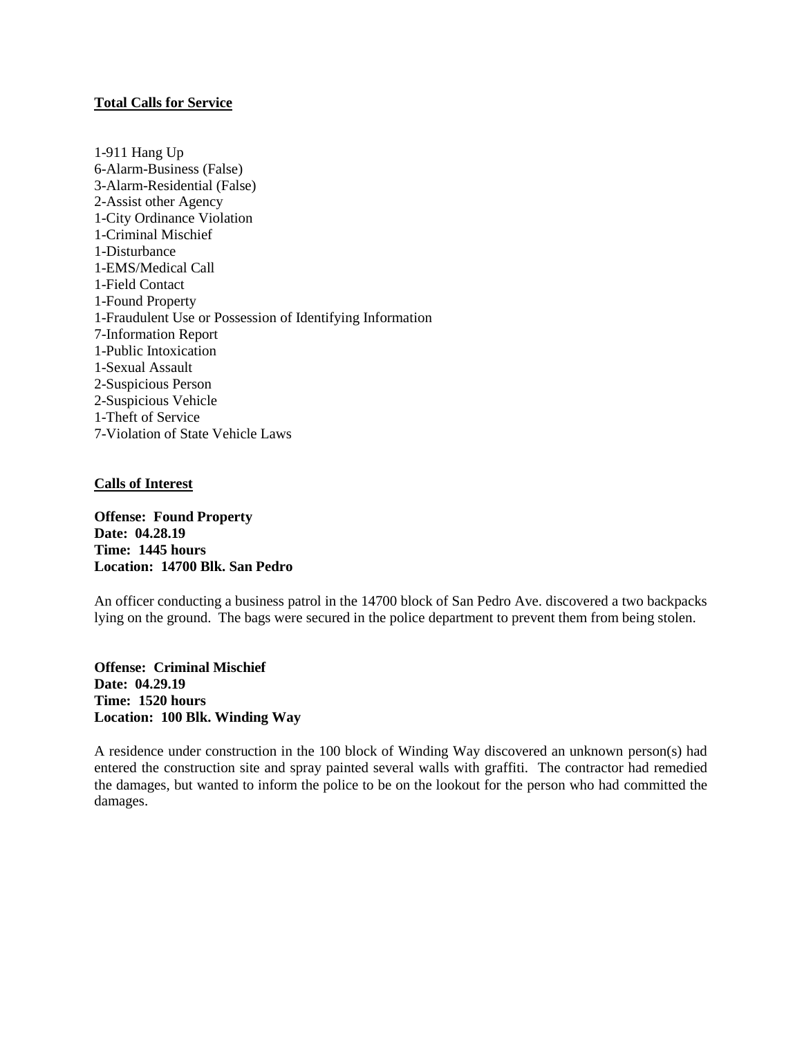**Total Calls for Service**

1-911 Hang Up
6-Alarm-Business (False)
3-Alarm-Residential (False)
2-Assist other Agency
1-City Ordinance Violation
1-Criminal Mischief
1-Disturbance
1-EMS/Medical Call
1-Field Contact
1-Found Property
1-Fraudulent Use or Possession of Identifying Information
7-Information Report
1-Public Intoxication
1-Sexual Assault
2-Suspicious Person
2-Suspicious Vehicle
1-Theft of Service
7-Violation of State Vehicle Laws

**Calls of Interest**

**Offense: Found Property**
**Date: 04.28.19**
**Time: 1445 hours**
**Location: 14700 Blk. San Pedro**

An officer conducting a business patrol in the 14700 block of San Pedro Ave. discovered a two backpacks lying on the ground. The bags were secured in the police department to prevent them from being stolen.

**Offense: Criminal Mischief**
**Date: 04.29.19**
**Time: 1520 hours**
**Location: 100 Blk. Winding Way**

A residence under construction in the 100 block of Winding Way discovered an unknown person(s) had entered the construction site and spray painted several walls with graffiti. The contractor had remedied the damages, but wanted to inform the police to be on the lookout for the person who had committed the damages.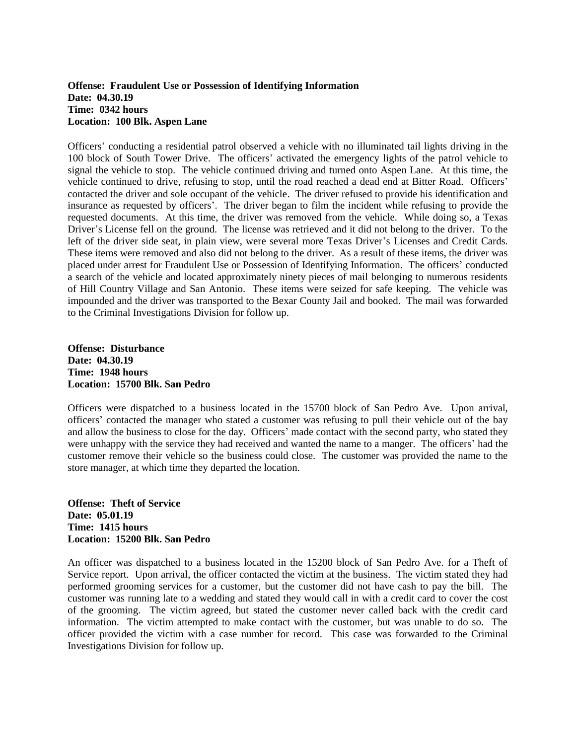**Offense: Fraudulent Use or Possession of Identifying Information**
**Date: 04.30.19**
**Time: 0342 hours**
**Location: 100 Blk. Aspen Lane**

Officers' conducting a residential patrol observed a vehicle with no illuminated tail lights driving in the 100 block of South Tower Drive. The officers' activated the emergency lights of the patrol vehicle to signal the vehicle to stop. The vehicle continued driving and turned onto Aspen Lane. At this time, the vehicle continued to drive, refusing to stop, until the road reached a dead end at Bitter Road. Officers' contacted the driver and sole occupant of the vehicle. The driver refused to provide his identification and insurance as requested by officers'. The driver began to film the incident while refusing to provide the requested documents. At this time, the driver was removed from the vehicle. While doing so, a Texas Driver's License fell on the ground. The license was retrieved and it did not belong to the driver. To the left of the driver side seat, in plain view, were several more Texas Driver's Licenses and Credit Cards. These items were removed and also did not belong to the driver. As a result of these items, the driver was placed under arrest for Fraudulent Use or Possession of Identifying Information. The officers' conducted a search of the vehicle and located approximately ninety pieces of mail belonging to numerous residents of Hill Country Village and San Antonio. These items were seized for safe keeping. The vehicle was impounded and the driver was transported to the Bexar County Jail and booked. The mail was forwarded to the Criminal Investigations Division for follow up.

**Offense: Disturbance**
**Date: 04.30.19**
**Time: 1948 hours**
**Location: 15700 Blk. San Pedro**

Officers were dispatched to a business located in the 15700 block of San Pedro Ave. Upon arrival, officers' contacted the manager who stated a customer was refusing to pull their vehicle out of the bay and allow the business to close for the day. Officers' made contact with the second party, who stated they were unhappy with the service they had received and wanted the name to a manger. The officers' had the customer remove their vehicle so the business could close. The customer was provided the name to the store manager, at which time they departed the location.

**Offense: Theft of Service**
**Date: 05.01.19**
**Time: 1415 hours**
**Location: 15200 Blk. San Pedro**

An officer was dispatched to a business located in the 15200 block of San Pedro Ave. for a Theft of Service report. Upon arrival, the officer contacted the victim at the business. The victim stated they had performed grooming services for a customer, but the customer did not have cash to pay the bill. The customer was running late to a wedding and stated they would call in with a credit card to cover the cost of the grooming. The victim agreed, but stated the customer never called back with the credit card information. The victim attempted to make contact with the customer, but was unable to do so. The officer provided the victim with a case number for record. This case was forwarded to the Criminal Investigations Division for follow up.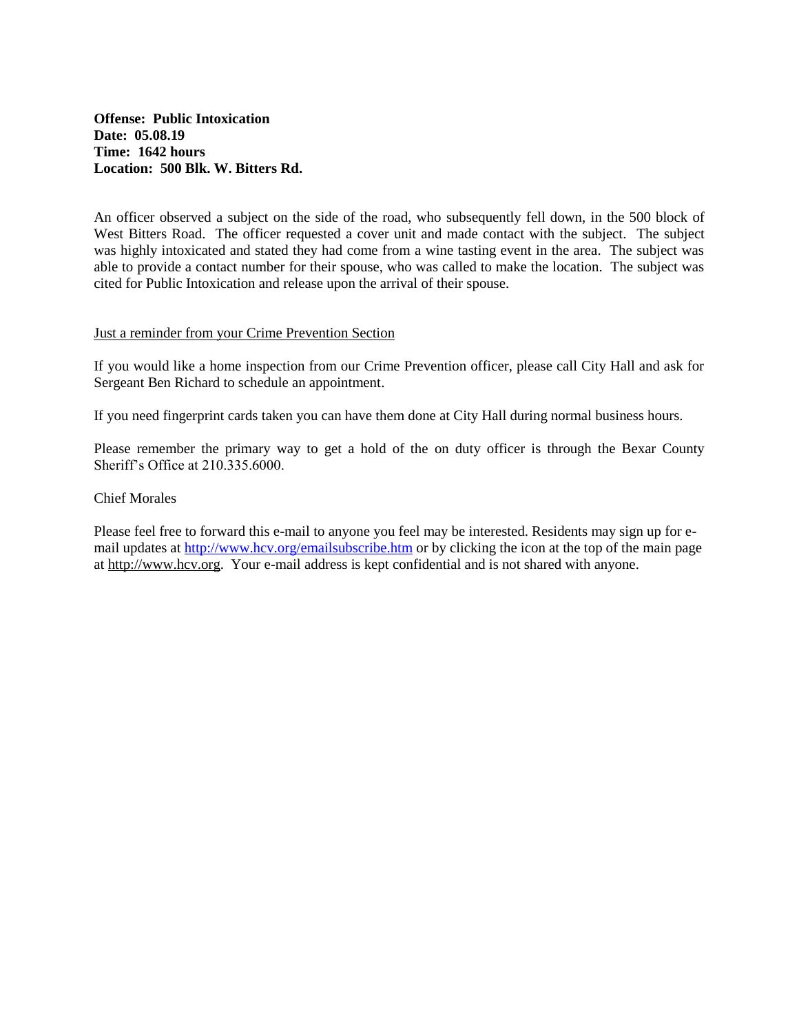**Offense: Public Intoxication**
**Date: 05.08.19**
**Time: 1642 hours**
**Location: 500 Blk. W. Bitters Rd.**

An officer observed a subject on the side of the road, who subsequently fell down, in the 500 block of West Bitters Road. The officer requested a cover unit and made contact with the subject. The subject was highly intoxicated and stated they had come from a wine tasting event in the area. The subject was able to provide a contact number for their spouse, who was called to make the location. The subject was cited for Public Intoxication and release upon the arrival of their spouse.

<u>Just a reminder from your Crime Prevention Section</u>

If you would like a home inspection from our Crime Prevention officer, please call City Hall and ask for Sergeant Ben Richard to schedule an appointment.

If you need fingerprint cards taken you can have them done at City Hall during normal business hours.

Please remember the primary way to get a hold of the on duty officer is through the Bexar County Sheriff's Office at 210.335.6000.

Chief Morales

Please feel free to forward this e-mail to anyone you feel may be interested. Residents may sign up for e-mail updates at http://www.hcv.org/emailsubscribe.htm or by clicking the icon at the top of the main page at http://www.hcv.org. Your e-mail address is kept confidential and is not shared with anyone.